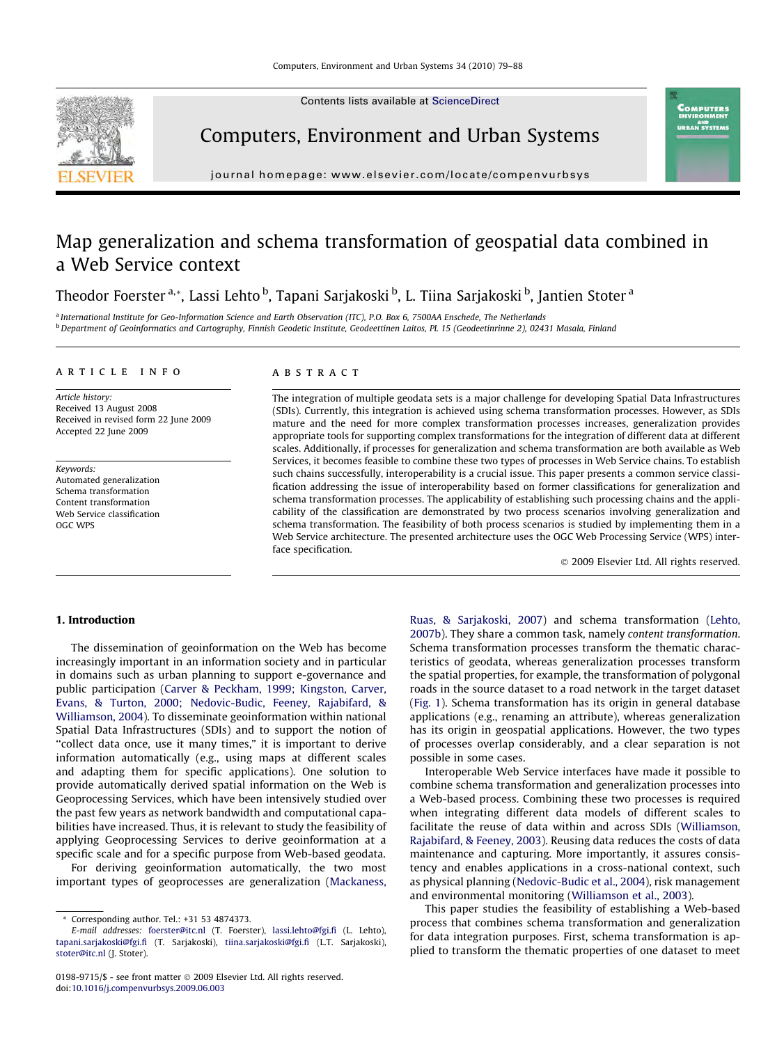# Map generalization and schema transformation of geospatial data combined in a Web Service context

Theodor Foerster [a,*], Lassi Lehto [b], Tapani Sarjakoski [b], L. Tiina Sarjakoski [b], Jantien Stoter [a]

[a] International Institute for Geo-Information Science and Earth Observation (ITC), P.O. Box 6, 7500AA Enschede, The Netherlands
[b] Department of Geoinformatics and Cartography, Finnish Geodetic Institute, Geodeetinrinne 2, PL 15 (Geodeetinrinne 2), 02431 Masala, Finland

## ARTICLE INFO

*Article history:*
Received 13 August 2008
Received in revised form 22 June 2009
Accepted 22 June 2009

*Keywords:*
Automated generalization
Schema transformation
Content transformation
Web Service classification
OGC WPS

## ABSTRACT

The integration of multiple geodata sets is a major challenge for developing Spatial Data Infrastructures (SDIs). Currently, this integration is achieved using schema transformation processes. However, as SDIs mature and the need for more complex transformation processes increases, generalization provides appropriate tools for supporting complex transformations for the integration of different data at different scales. Additionally, if processes for generalization and schema transformation are both available as Web Services, it becomes feasible to combine these two types of processes in Web Service chains. To establish such chains successfully, interoperability is a crucial issue. This paper presents a common service classification addressing the issue of interoperability based on former classifications for generalization and schema transformation processes. The applicability of establishing such processing chains and the applicability of the classification are demonstrated by two process scenarios involving generalization and schema transformation. The feasibility of both process scenarios is studied by implementing them in a Web Service architecture. The presented architecture uses the OGC Web Processing Service (WPS) interface specification.

© 2009 Elsevier Ltd. All rights reserved.

## 1. Introduction

The dissemination of geoinformation on the Web has become increasingly important in an information society and in particular in domains such as urban planning to support e-governance and public participation (Carver & Peckham, 1999; Kingston, Carver, Evans, & Turton, 2000; Nedovic-Budic, Feeney, Rajabifard, & Williamson, 2004). To disseminate geoinformation within national Spatial Data Infrastructures (SDIs) and to support the notion of "collect data once, use it many times," it is important to derive information automatically (e.g., using maps at different scales and adapting them for specific applications). One solution to provide automatically derived spatial information on the Web is Geoprocessing Services, which have been intensively studied over the past few years as network bandwidth and computational capabilities have increased. Thus, it is relevant to study the feasibility of applying Geoprocessing Services to derive geoinformation at a specific scale and for a specific purpose from Web-based geodata.

For deriving geoinformation automatically, the two most important types of geoprocesses are generalization (Mackaness, Ruas, & Sarjakoski, 2007) and schema transformation (Lehto, 2007b). They share a common task, namely *content transformation*. Schema transformation processes transform the thematic characteristics of geodata, whereas generalization processes transform the spatial properties, for example, the transformation of polygonal roads in the source dataset to a road network in the target dataset (Fig. 1). Schema transformation has its origin in general database applications (e.g., renaming an attribute), whereas generalization has its origin in geospatial applications. However, the two types of processes overlap considerably, and a clear separation is not possible in some cases.

Interoperable Web Service interfaces have made it possible to combine schema transformation and generalization processes into a Web-based process. Combining these two processes is required when integrating different data models of different scales to facilitate the reuse of data within and across SDIs (Williamson, Rajabifard, & Feeney, 2003). Reusing data reduces the costs of data maintenance and capturing. More importantly, it assures consistency and enables applications in a cross-national context, such as physical planning (Nedovic-Budic et al., 2004), risk management and environmental monitoring (Williamson et al., 2003).

This paper studies the feasibility of establishing a Web-based process that combines schema transformation and generalization for data integration purposes. First, schema transformation is applied to transform the thematic properties of one dataset to meet

* Corresponding author. Tel.: +31 53 4874373.
*E-mail addresses:* foerster@itc.nl (T. Foerster), lassi.lehto@fgi.fi (L. Lehto), tapani.sarjakoski@fgi.fi (T. Sarjakoski), tiina.sarjakoski@fgi.fi (L.T. Sarjakoski), stoter@itc.nl (J. Stoter).

0198-9715/$ - see front matter © 2009 Elsevier Ltd. All rights reserved.
doi:10.1016/j.compenvurbsys.2009.06.003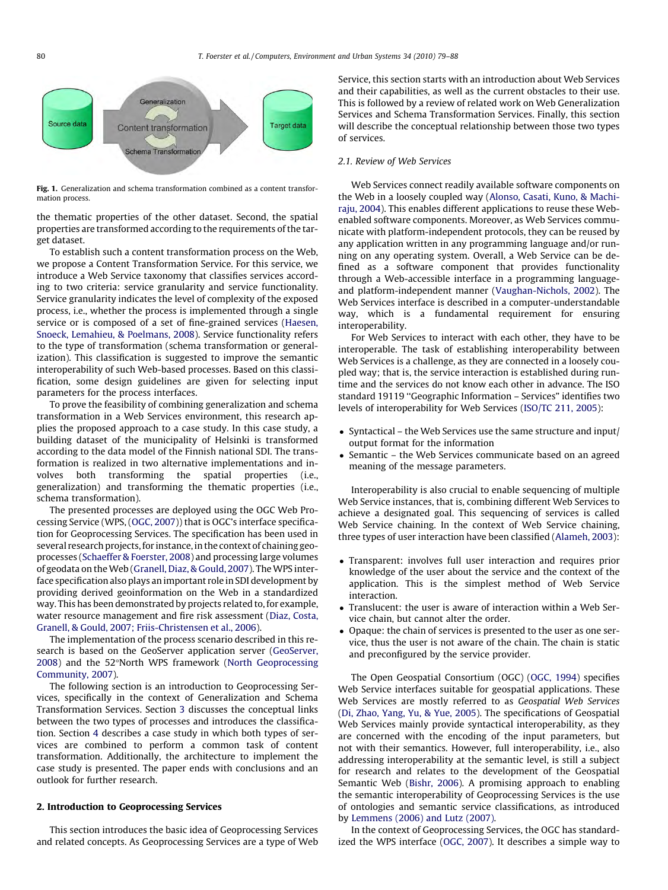**Fig. 1.** Generalization and schema transformation combined as a content transformation process.

the thematic properties of the other dataset. Second, the spatial properties are transformed according to the requirements of the target dataset.

To establish such a content transformation process on the Web, we propose a Content Transformation Service. For this service, we introduce a Web Service taxonomy that classifies services according to two criteria: service granularity and service functionality. Service granularity indicates the level of complexity of the exposed process, i.e., whether the process is implemented through a single service or is composed of a set of fine-grained services (Haesen, Snoeck, Lemahieu, & Poelmans, 2008). Service functionality refers to the type of transformation (schema transformation or generalization). This classification is suggested to improve the semantic interoperability of such Web-based processes. Based on this classification, some design guidelines are given for selecting input parameters for the process interfaces.

To prove the feasibility of combining generalization and schema transformation in a Web Services environment, this research applies the proposed approach to a case study. In this case study, a building dataset of the municipality of Helsinki is transformed according to the data model of the Finnish national SDI. The transformation is realized in two alternative implementations and involves both transforming the spatial properties (i.e., generalization) and transforming the thematic properties (i.e., schema transformation).

The presented processes are deployed using the OGC Web Processing Service (WPS, (OGC, 2007)) that is OGC's interface specification for Geoprocessing Services. The specification has been used in several research projects, for instance, in the context of chaining geoprocesses (Schaeffer & Foerster, 2008) and processing large volumes of geodata on the Web (Granell, Diaz, & Gould, 2007). The WPS interface specification also plays an important role in SDI development by providing derived geoinformation on the Web in a standardized way. This has been demonstrated by projects related to, for example, water resource management and fire risk assessment (Diaz, Costa, Granell, & Gould, 2007; Friis-Christensen et al., 2006).

The implementation of the process scenario described in this research is based on the GeoServer application server (GeoServer, 2008) and the 52°North WPS framework (North Geoprocessing Community, 2007).

The following section is an introduction to Geoprocessing Services, specifically in the context of Generalization and Schema Transformation Services. Section 3 discusses the conceptual links between the two types of processes and introduces the classification. Section 4 describes a case study in which both types of services are combined to perform a common task of content transformation. Additionally, the architecture to implement the case study is presented. The paper ends with conclusions and an outlook for further research.

## 2. Introduction to Geoprocessing Services

This section introduces the basic idea of Geoprocessing Services and related concepts. As Geoprocessing Services are a type of Web Service, this section starts with an introduction about Web Services and their capabilities, as well as the current obstacles to their use. This is followed by a review of related work on Web Generalization Services and Schema Transformation Services. Finally, this section will describe the conceptual relationship between those two types of services.

### 2.1. Review of Web Services

Web Services connect readily available software components on the Web in a loosely coupled way (Alonso, Casati, Kuno, & Machiraju, 2004). This enables different applications to reuse these Web-enabled software components. Moreover, as Web Services communicate with platform-independent protocols, they can be reused by any application written in any programming language and/or running on any operating system. Overall, a Web Service can be defined as a software component that provides functionality through a Web-accessible interface in a programming language- and platform-independent manner (Vaughan-Nichols, 2002). The Web Services interface is described in a computer-understandable way, which is a fundamental requirement for ensuring interoperability.

For Web Services to interact with each other, they have to be interoperable. The task of establishing interoperability between Web Services is a challenge, as they are connected in a loosely coupled way; that is, the service interaction is established during runtime and the services do not know each other in advance. The ISO standard 19119 "Geographic Information – Services" identifies two levels of interoperability for Web Services (ISO/TC 211, 2005):

- Syntactical – the Web Services use the same structure and input/output format for the information
- Semantic – the Web Services communicate based on an agreed meaning of the message parameters.

Interoperability is also crucial to enable sequencing of multiple Web Service instances, that is, combining different Web Services to achieve a designated goal. This sequencing of services is called Web Service chaining. In the context of Web Service chaining, three types of user interaction have been classified (Alameh, 2003):

- Transparent: involves full user interaction and requires prior knowledge of the user about the service and the context of the application. This is the simplest method of Web Service interaction.
- Translucent: the user is aware of interaction within a Web Service chain, but cannot alter the order.
- Opaque: the chain of services is presented to the user as one service, thus the user is not aware of the chain. The chain is static and preconfigured by the service provider.

The Open Geospatial Consortium (OGC) (OGC, 1994) specifies Web Service interfaces suitable for geospatial applications. These Web Services are mostly referred to as *Geospatial Web Services* (Di, Zhao, Yang, Yu, & Yue, 2005). The specifications of Geospatial Web Services mainly provide syntactical interoperability, as they are concerned with the encoding of the input parameters, but not with their semantics. However, full interoperability, i.e., also addressing interoperability at the semantic level, is still a subject for research and relates to the development of the Geospatial Semantic Web (Bishr, 2006). A promising approach to enabling the semantic interoperability of Geoprocessing Services is the use of ontologies and semantic service classifications, as introduced by Lemmens (2006) and Lutz (2007).

In the context of Geoprocessing Services, the OGC has standardized the WPS interface (OGC, 2007). It describes a simple way to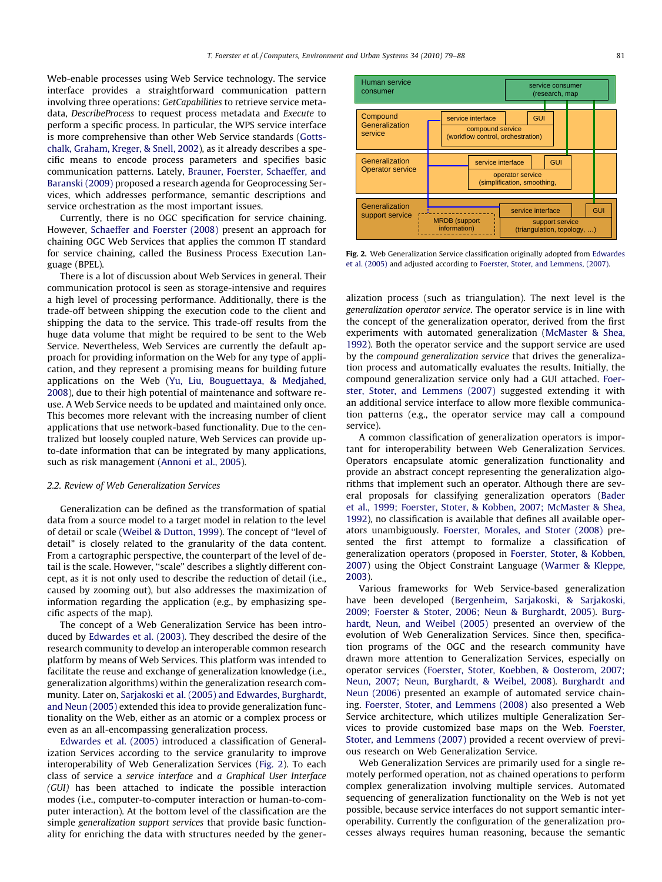Web-enable processes using Web Service technology. The service interface provides a straightforward communication pattern involving three operations: *GetCapabilities* to retrieve service metadata, *DescribeProcess* to request process metadata and *Execute* to perform a specific process. In particular, the WPS service interface is more comprehensive than other Web Service standards (Gottschalk, Graham, Kreger, & Snell, 2002), as it already describes a specific means to encode process parameters and specifies basic communication patterns. Lately, Brauner, Foerster, Schaeffer, and Baranski (2009) proposed a research agenda for Geoprocessing Services, which addresses performance, semantic descriptions and service orchestration as the most important issues.

Currently, there is no OGC specification for service chaining. However, Schaeffer and Foerster (2008) present an approach for chaining OGC Web Services that applies the common IT standard for service chaining, called the Business Process Execution Language (BPEL).

There is a lot of discussion about Web Services in general. Their communication protocol is seen as storage-intensive and requires a high level of processing performance. Additionally, there is the trade-off between shipping the execution code to the client and shipping the data to the service. This trade-off results from the huge data volume that might be required to be sent to the Web Service. Nevertheless, Web Services are currently the default approach for providing information on the Web for any type of application, and they represent a promising means for building future applications on the Web (Yu, Liu, Bouguettaya, & Medjahed, 2008), due to their high potential of maintenance and software reuse. A Web Service needs to be updated and maintained only once. This becomes more relevant with the increasing number of client applications that use network-based functionality. Due to the centralized but loosely coupled nature, Web Services can provide up-to-date information that can be integrated by many applications, such as risk management (Annoni et al., 2005).

### 2.2. Review of Web Generalization Services

Generalization can be defined as the transformation of spatial data from a source model to a target model in relation to the level of detail or scale (Weibel & Dutton, 1999). The concept of "level of detail" is closely related to the granularity of the data content. From a cartographic perspective, the counterpart of the level of detail is the scale. However, "scale" describes a slightly different concept, as it is not only used to describe the reduction of detail (i.e., caused by zooming out), but also addresses the maximization of information regarding the application (e.g., by emphasizing specific aspects of the map).

The concept of a Web Generalization Service has been introduced by Edwardes et al. (2003). They described the desire of the research community to develop an interoperable common research platform by means of Web Services. This platform was intended to facilitate the reuse and exchange of generalization knowledge (i.e., generalization algorithms) within the generalization research community. Later on, Sarjakoski et al. (2005) and Edwardes, Burghardt, and Neun (2005) extended this idea to provide generalization functionality on the Web, either as an atomic or a complex process or even as an all-encompassing generalization process.

Edwardes et al. (2005) introduced a classification of Generalization Services according to the service granularity to improve interoperability of Web Generalization Services (Fig. 2). To each class of service a *service interface* and *a Graphical User Interface (GUI)* has been attached to indicate the possible interaction modes (i.e., computer-to-computer interaction or human-to-computer interaction). At the bottom level of the classification are the simple *generalization support services* that provide basic functionality for enriching the data with structures needed by the generalization process (such as triangulation). The next level is the *generalization operator service*. The operator service is in line with the concept of the generalization operator, derived from the first experiments with automated generalization (McMaster & Shea, 1992). Both the operator service and the support service are used by the *compound generalization service* that drives the generalization process and automatically evaluates the results. Initially, the compound generalization service only had a GUI attached. Foerster, Stoter, and Lemmens (2007) suggested extending it with an additional service interface to allow more flexible communication patterns (e.g., the operator service may call a compound service).

Human service consumer — service consumer (research, map

Compound Generalization service — service interface | GUI — compound service (workflow control, orchestration)

Generalization Operator service — service interface | GUI — operator service (simplification, smoothing,

Generalization support service — MRDB (support information) — service interface | GUI — support service (triangulation, topology, …)

**Fig. 2.** Web Generalization Service classification originally adopted from Edwardes et al. (2005) and adjusted according to Foerster, Stoter, and Lemmens, (2007).

A common classification of generalization operators is important for interoperability between Web Generalization Services. Operators encapsulate atomic generalization functionality and provide an abstract concept representing the generalization algorithms that implement such an operator. Although there are several proposals for classifying generalization operators (Bader et al., 1999; Foerster, Stoter, & Kobben, 2007; McMaster & Shea, 1992), no classification is available that defines all available operators unambiguously. Foerster, Morales, and Stoter (2008) presented the first attempt to formalize a classification of generalization operators (proposed in Foerster, Stoter, & Kobben, 2007) using the Object Constraint Language (Warmer & Kleppe, 2003).

Various frameworks for Web Service-based generalization have been developed (Bergenheim, Sarjakoski, & Sarjakoski, 2009; Foerster & Stoter, 2006; Neun & Burghardt, 2005). Burghardt, Neun, and Weibel (2005) presented an overview of the evolution of Web Generalization Services. Since then, specification programs of the OGC and the research community have drawn more attention to Generalization Services, especially on operator services (Foerster, Stoter, Koebben, & Oosterom, 2007; Neun, 2007; Neun, Burghardt, & Weibel, 2008). Burghardt and Neun (2006) presented an example of automated service chaining. Foerster, Stoter, and Lemmens (2008) also presented a Web Service architecture, which utilizes multiple Generalization Services to provide customized base maps on the Web. Foerster, Stoter, and Lemmens (2007) provided a recent overview of previous research on Web Generalization Service.

Web Generalization Services are primarily used for a single remotely performed operation, not as chained operations to perform complex generalization involving multiple services. Automated sequencing of generalization functionality on the Web is not yet possible, because service interfaces do not support semantic interoperability. Currently the configuration of the generalization processes always requires human reasoning, because the semantic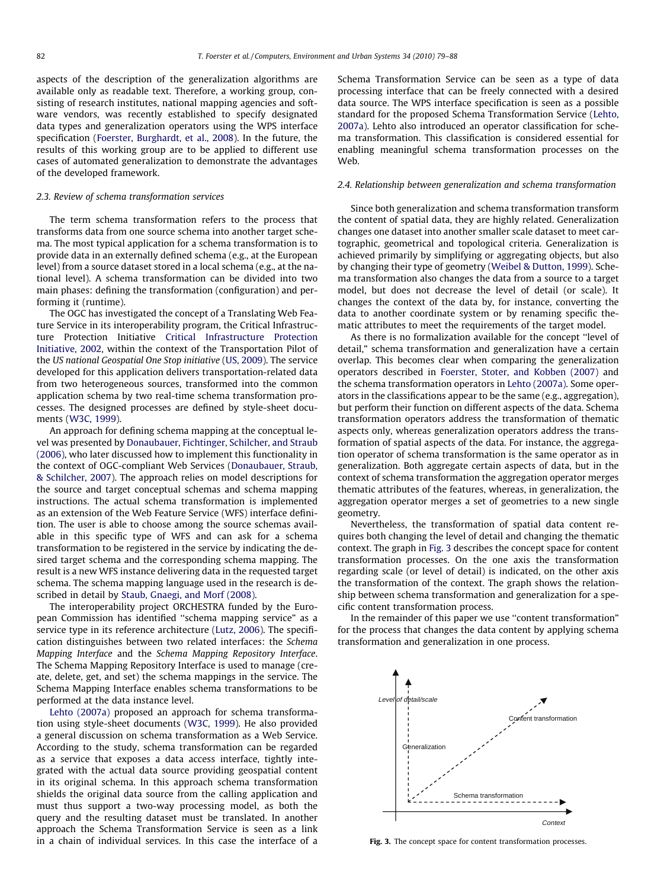aspects of the description of the generalization algorithms are available only as readable text. Therefore, a working group, consisting of research institutes, national mapping agencies and software vendors, was recently established to specify designated data types and generalization operators using the WPS interface specification (Foerster, Burghardt, et al., 2008). In the future, the results of this working group are to be applied to different use cases of automated generalization to demonstrate the advantages of the developed framework.

### 2.3. Review of schema transformation services

The term schema transformation refers to the process that transforms data from one source schema into another target schema. The most typical application for a schema transformation is to provide data in an externally defined schema (e.g., at the European level) from a source dataset stored in a local schema (e.g., at the national level). A schema transformation can be divided into two main phases: defining the transformation (configuration) and performing it (runtime).

The OGC has investigated the concept of a Translating Web Feature Service in its interoperability program, the Critical Infrastructure Protection Initiative Critical Infrastructure Protection Initiative, 2002, within the context of the Transportation Pilot of the *US national Geospatial One Stop initiative* (US, 2009). The service developed for this application delivers transportation-related data from two heterogeneous sources, transformed into the common application schema by two real-time schema transformation processes. The designed processes are defined by style-sheet documents (W3C, 1999).

An approach for defining schema mapping at the conceptual level was presented by Donaubauer, Fichtinger, Schilcher, and Straub (2006), who later discussed how to implement this functionality in the context of OGC-compliant Web Services (Donaubauer, Straub, & Schilcher, 2007). The approach relies on model descriptions for the source and target conceptual schemas and schema mapping instructions. The actual schema transformation is implemented as an extension of the Web Feature Service (WFS) interface definition. The user is able to choose among the source schemas available in this specific type of WFS and can ask for a schema transformation to be registered in the service by indicating the desired target schema and the corresponding schema mapping. The result is a new WFS instance delivering data in the requested target schema. The schema mapping language used in the research is described in detail by Staub, Gnaegi, and Morf (2008).

The interoperability project ORCHESTRA funded by the European Commission has identified "schema mapping service" as a service type in its reference architecture (Lutz, 2006). The specification distinguishes between two related interfaces: the *Schema Mapping Interface* and the *Schema Mapping Repository Interface*. The Schema Mapping Repository Interface is used to manage (create, delete, get, and set) the schema mappings in the service. The Schema Mapping Interface enables schema transformations to be performed at the data instance level.

Lehto (2007a) proposed an approach for schema transformation using style-sheet documents (W3C, 1999). He also provided a general discussion on schema transformation as a Web Service. According to the study, schema transformation can be regarded as a service that exposes a data access interface, tightly integrated with the actual data source providing geospatial content in its original schema. In this approach schema transformation shields the original data source from the calling application and must thus support a two-way processing model, as both the query and the resulting dataset must be translated. In another approach the Schema Transformation Service is seen as a link in a chain of individual services. In this case the interface of a Schema Transformation Service can be seen as a type of data processing interface that can be freely connected with a desired data source. The WPS interface specification is seen as a possible standard for the proposed Schema Transformation Service (Lehto, 2007a). Lehto also introduced an operator classification for schema transformation. This classification is considered essential for enabling meaningful schema transformation processes on the Web.

### 2.4. Relationship between generalization and schema transformation

Since both generalization and schema transformation transform the content of spatial data, they are highly related. Generalization changes one dataset into another smaller scale dataset to meet cartographic, geometrical and topological criteria. Generalization is achieved primarily by simplifying or aggregating objects, but also by changing their type of geometry (Weibel & Dutton, 1999). Schema transformation also changes the data from a source to a target model, but does not decrease the level of detail (or scale). It changes the context of the data by, for instance, converting the data to another coordinate system or by renaming specific thematic attributes to meet the requirements of the target model.

As there is no formalization available for the concept "level of detail," schema transformation and generalization have a certain overlap. This becomes clear when comparing the generalization operators described in Foerster, Stoter, and Kobben (2007) and the schema transformation operators in Lehto (2007a). Some operators in the classifications appear to be the same (e.g., aggregation), but perform their function on different aspects of the data. Schema transformation operators address the transformation of thematic aspects only, whereas generalization operators address the transformation of spatial aspects of the data. For instance, the aggregation operator of schema transformation is the same operator as in generalization. Both aggregate certain aspects of data, but in the context of schema transformation the aggregation operator merges thematic attributes of the features, whereas, in generalization, the aggregation operator merges a set of geometries to a new single geometry.

Nevertheless, the transformation of spatial data content requires both changing the level of detail and changing the thematic context. The graph in Fig. 3 describes the concept space for content transformation processes. On the one axis the transformation regarding scale (or level of detail) is indicated, on the other axis the transformation of the context. The graph shows the relationship between schema transformation and generalization for a specific content transformation process.

In the remainder of this paper we use "content transformation" for the process that changes the data content by applying schema transformation and generalization in one process.

**Fig. 3.** The concept space for content transformation processes.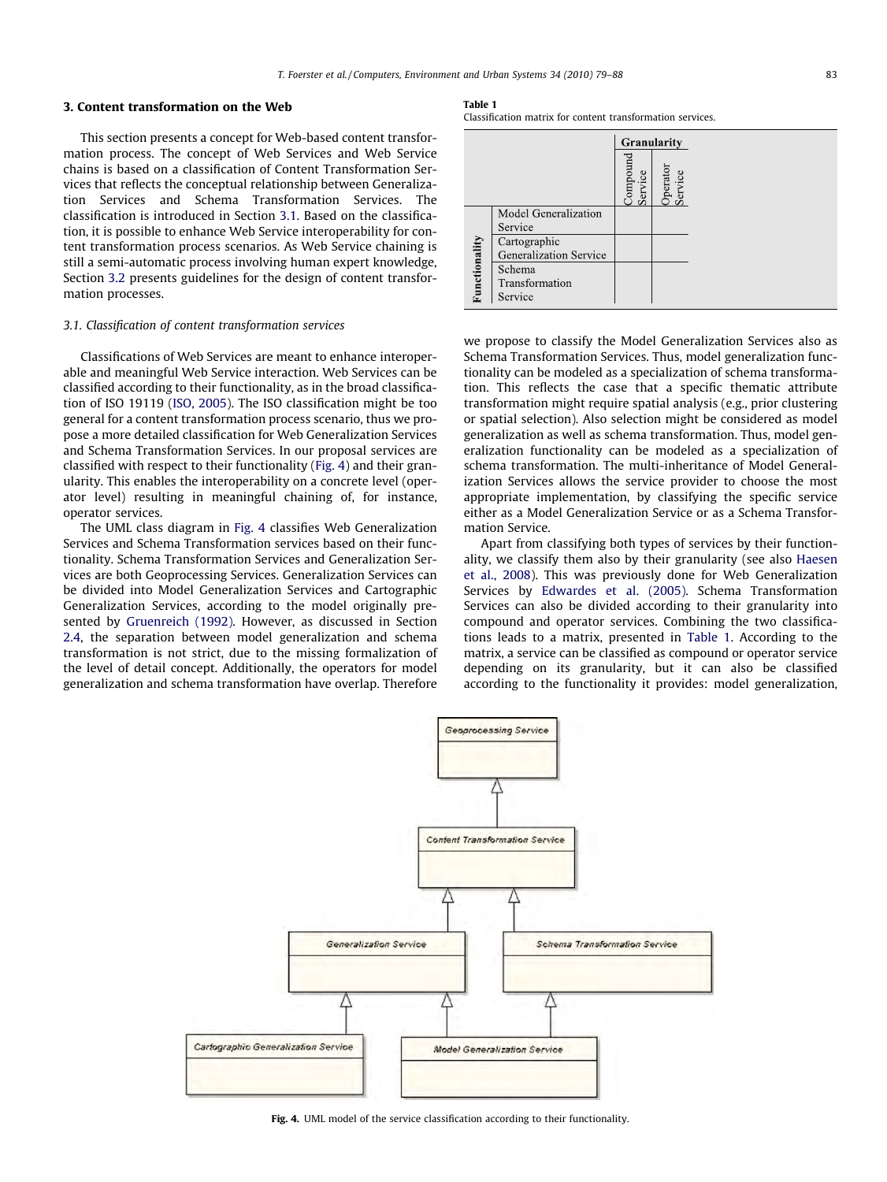## 3. Content transformation on the Web

This section presents a concept for Web-based content transformation process. The concept of Web Services and Web Service chains is based on a classification of Content Transformation Services that reflects the conceptual relationship between Generalization Services and Schema Transformation Services. The classification is introduced in Section 3.1. Based on the classification, it is possible to enhance Web Service interoperability for content transformation process scenarios. As Web Service chaining is still a semi-automatic process involving human expert knowledge, Section 3.2 presents guidelines for the design of content transformation processes.

### 3.1. Classification of content transformation services

Classifications of Web Services are meant to enhance interoperable and meaningful Web Service interaction. Web Services can be classified according to their functionality, as in the broad classification of ISO 19119 (ISO, 2005). The ISO classification might be too general for a content transformation process scenario, thus we propose a more detailed classification for Web Generalization Services and Schema Transformation Services. In our proposal services are classified with respect to their functionality (Fig. 4) and their granularity. This enables the interoperability on a concrete level (operator level) resulting in meaningful chaining of, for instance, operator services.

The UML class diagram in Fig. 4 classifies Web Generalization Services and Schema Transformation services based on their functionality. Schema Transformation Services and Generalization Services are both Geoprocessing Services. Generalization Services can be divided into Model Generalization Services and Cartographic Generalization Services, according to the model originally presented by Gruenreich (1992). However, as discussed in Section 2.4, the separation between model generalization and schema transformation is not strict, due to the missing formalization of the level of detail concept. Additionally, the operators for model generalization and schema transformation have overlap. Therefore we propose to classify the Model Generalization Services also as Schema Transformation Services. Thus, model generalization functionality can be modeled as a specialization of schema transformation. This reflects the case that a specific thematic attribute transformation might require spatial analysis (e.g., prior clustering or spatial selection). Also selection might be considered as model generalization as well as schema transformation. Thus, model generalization functionality can be modeled as a specialization of schema transformation. The multi-inheritance of Model Generalization Services allows the service provider to choose the most appropriate implementation, by classifying the specific service either as a Model Generalization Service or as a Schema Transformation Service.

**Table 1**
Classification matrix for content transformation services.

| | | Granularity | |
|---|---|---|---|
| | | Compound Service | Operator Service |
| Functionality | Model Generalization Service | | |
| | Cartographic Generalization Service | | |
| | Schema Transformation Service | | |

Apart from classifying both types of services by their functionality, we classify them also by their granularity (see also Haesen et al., 2008). This was previously done for Web Generalization Services by Edwardes et al. (2005). Schema Transformation Services can also be divided according to their granularity into compound and operator services. Combining the two classifications leads to a matrix, presented in Table 1. According to the matrix, a service can be classified as compound or operator service depending on its granularity, but it can also be classified according to the functionality it provides: model generalization,

Fig. 4. UML model of the service classification according to their functionality.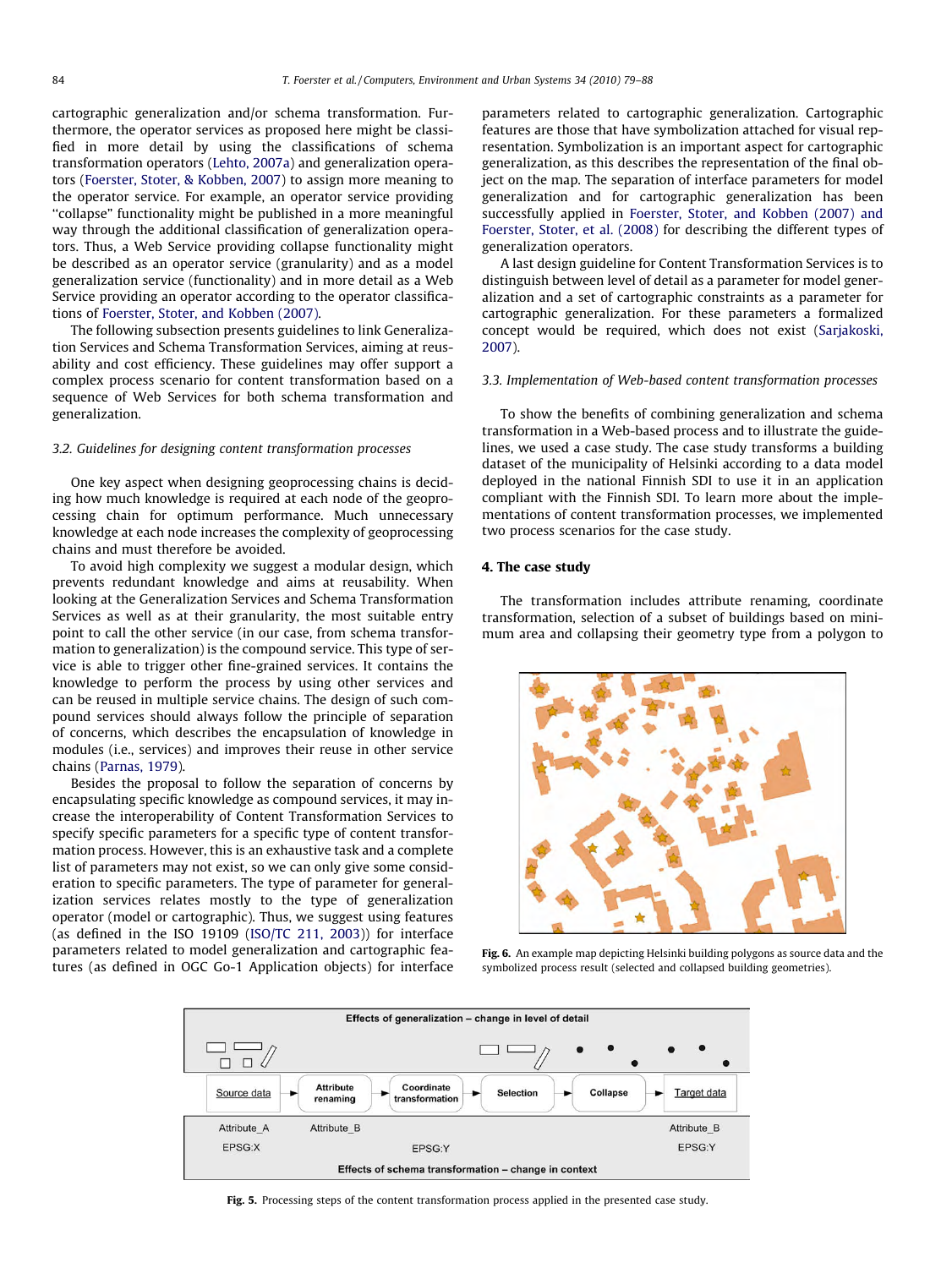cartographic generalization and/or schema transformation. Furthermore, the operator services as proposed here might be classified in more detail by using the classifications of schema transformation operators (Lehto, 2007a) and generalization operators (Foerster, Stoter, & Kobben, 2007) to assign more meaning to the operator service. For example, an operator service providing "collapse" functionality might be published in a more meaningful way through the additional classification of generalization operators. Thus, a Web Service providing collapse functionality might be described as an operator service (granularity) and as a model generalization service (functionality) and in more detail as a Web Service providing an operator according to the operator classifications of Foerster, Stoter, and Kobben (2007).

The following subsection presents guidelines to link Generalization Services and Schema Transformation Services, aiming at reusability and cost efficiency. These guidelines may offer support a complex process scenario for content transformation based on a sequence of Web Services for both schema transformation and generalization.

### 3.2. Guidelines for designing content transformation processes

One key aspect when designing geoprocessing chains is deciding how much knowledge is required at each node of the geoprocessing chain for optimum performance. Much unnecessary knowledge at each node increases the complexity of geoprocessing chains and must therefore be avoided.

To avoid high complexity we suggest a modular design, which prevents redundant knowledge and aims at reusability. When looking at the Generalization Services and Schema Transformation Services as well as at their granularity, the most suitable entry point to call the other service (in our case, from schema transformation to generalization) is the compound service. This type of service is able to trigger other fine-grained services. It contains the knowledge to perform the process by using other services and can be reused in multiple service chains. The design of such compound services should always follow the principle of separation of concerns, which describes the encapsulation of knowledge in modules (i.e., services) and improves their reuse in other service chains (Parnas, 1979).

Besides the proposal to follow the separation of concerns by encapsulating specific knowledge as compound services, it may increase the interoperability of Content Transformation Services to specify specific parameters for a specific type of content transformation process. However, this is an exhaustive task and a complete list of parameters may not exist, so we can only give some consideration to specific parameters. The type of parameter for generalization services relates mostly to the type of generalization operator (model or cartographic). Thus, we suggest using features (as defined in the ISO 19109 (ISO/TC 211, 2003)) for interface parameters related to model generalization and cartographic features (as defined in OGC Go-1 Application objects) for interface parameters related to cartographic generalization. Cartographic features are those that have symbolization attached for visual representation. Symbolization is an important aspect for cartographic generalization, as this describes the representation of the final object on the map. The separation of interface parameters for model generalization and for cartographic generalization has been successfully applied in Foerster, Stoter, and Kobben (2007) and Foerster, Stoter, et al. (2008) for describing the different types of generalization operators.

A last design guideline for Content Transformation Services is to distinguish between level of detail as a parameter for model generalization and a set of cartographic constraints as a parameter for cartographic generalization. For these parameters a formalized concept would be required, which does not exist (Sarjakoski, 2007).

### 3.3. Implementation of Web-based content transformation processes

To show the benefits of combining generalization and schema transformation in a Web-based process and to illustrate the guidelines, we used a case study. The case study transforms a building dataset of the municipality of Helsinki according to a data model deployed in the national Finnish SDI to use it in an application compliant with the Finnish SDI. To learn more about the implementations of content transformation processes, we implemented two process scenarios for the case study.

## 4. The case study

The transformation includes attribute renaming, coordinate transformation, selection of a subset of buildings based on minimum area and collapsing their geometry type from a polygon to

**Fig. 6.** An example map depicting Helsinki building polygons as source data and the symbolized process result (selected and collapsed building geometries).

**Fig. 5.** Processing steps of the content transformation process applied in the presented case study.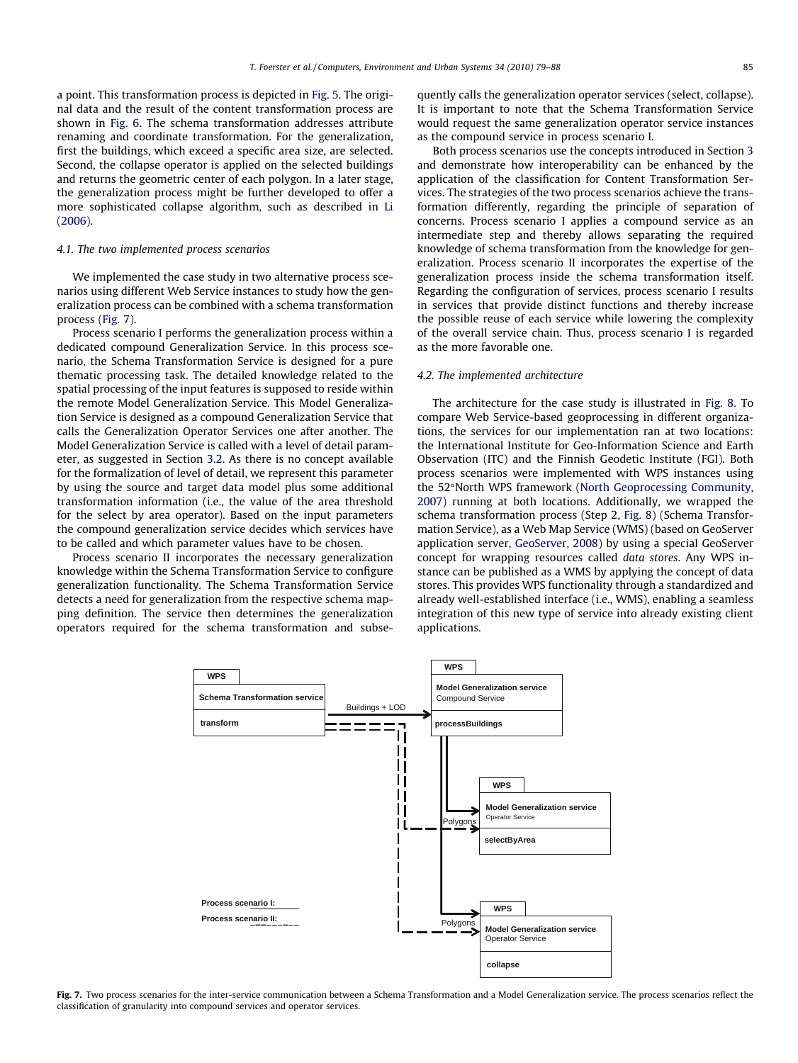a point. This transformation process is depicted in Fig. 5. The original data and the result of the content transformation process are shown in Fig. 6. The schema transformation addresses attribute renaming and coordinate transformation. For the generalization, first the buildings, which exceed a specific area size, are selected. Second, the collapse operator is applied on the selected buildings and returns the geometric center of each polygon. In a later stage, the generalization process might be further developed to offer a more sophisticated collapse algorithm, such as described in Li (2006).

### 4.1. The two implemented process scenarios

We implemented the case study in two alternative process scenarios using different Web Service instances to study how the generalization process can be combined with a schema transformation process (Fig. 7).

Process scenario I performs the generalization process within a dedicated compound Generalization Service. In this process scenario, the Schema Transformation Service is designed for a pure thematic processing task. The detailed knowledge related to the spatial processing of the input features is supposed to reside within the remote Model Generalization Service. This Model Generalization Service is designed as a compound Generalization Service that calls the Generalization Operator Services one after another. The Model Generalization Service is called with a level of detail parameter, as suggested in Section 3.2. As there is no concept available for the formalization of level of detail, we represent this parameter by using the source and target data model plus some additional transformation information (i.e., the value of the area threshold for the select by area operator). Based on the input parameters the compound generalization service decides which services have to be called and which parameter values have to be chosen.

Process scenario II incorporates the necessary generalization knowledge within the Schema Transformation Service to configure generalization functionality. The Schema Transformation Service detects a need for generalization from the respective schema mapping definition. The service then determines the generalization operators required for the schema transformation and subsequently calls the generalization operator services (select, collapse). It is important to note that the Schema Transformation Service would request the same generalization operator service instances as the compound service in process scenario I.

Both process scenarios use the concepts introduced in Section 3 and demonstrate how interoperability can be enhanced by the application of the classification for Content Transformation Services. The strategies of the two process scenarios achieve the transformation differently, regarding the principle of separation of concerns. Process scenario I applies a compound service as an intermediate step and thereby allows separating the required knowledge of schema transformation from the knowledge for generalization. Process scenario II incorporates the expertise of the generalization process inside the schema transformation itself. Regarding the configuration of services, process scenario I results in services that provide distinct functions and thereby increase the possible reuse of each service while lowering the complexity of the overall service chain. Thus, process scenario I is regarded as the more favorable one.

### 4.2. The implemented architecture

The architecture for the case study is illustrated in Fig. 8. To compare Web Service-based geoprocessing in different organizations, the services for our implementation ran at two locations: the International Institute for Geo-Information Science and Earth Observation (ITC) and the Finnish Geodetic Institute (FGI). Both process scenarios were implemented with WPS instances using the 52°North WPS framework (North Geoprocessing Community, 2007) running at both locations. Additionally, we wrapped the schema transformation process (Step 2, Fig. 8) (Schema Transformation Service), as a Web Map Service (WMS) (based on GeoServer application server, GeoServer, 2008) by using a special GeoServer concept for wrapping resources called *data stores*. Any WPS instance can be published as a WMS by applying the concept of data stores. This provides WPS functionality through a standardized and already well-established interface (i.e., WMS), enabling a seamless integration of this new type of service into already existing client applications.

**Fig. 7.** Two process scenarios for the inter-service communication between a Schema Transformation and a Model Generalization service. The process scenarios reflect the classification of granularity into compound services and operator services.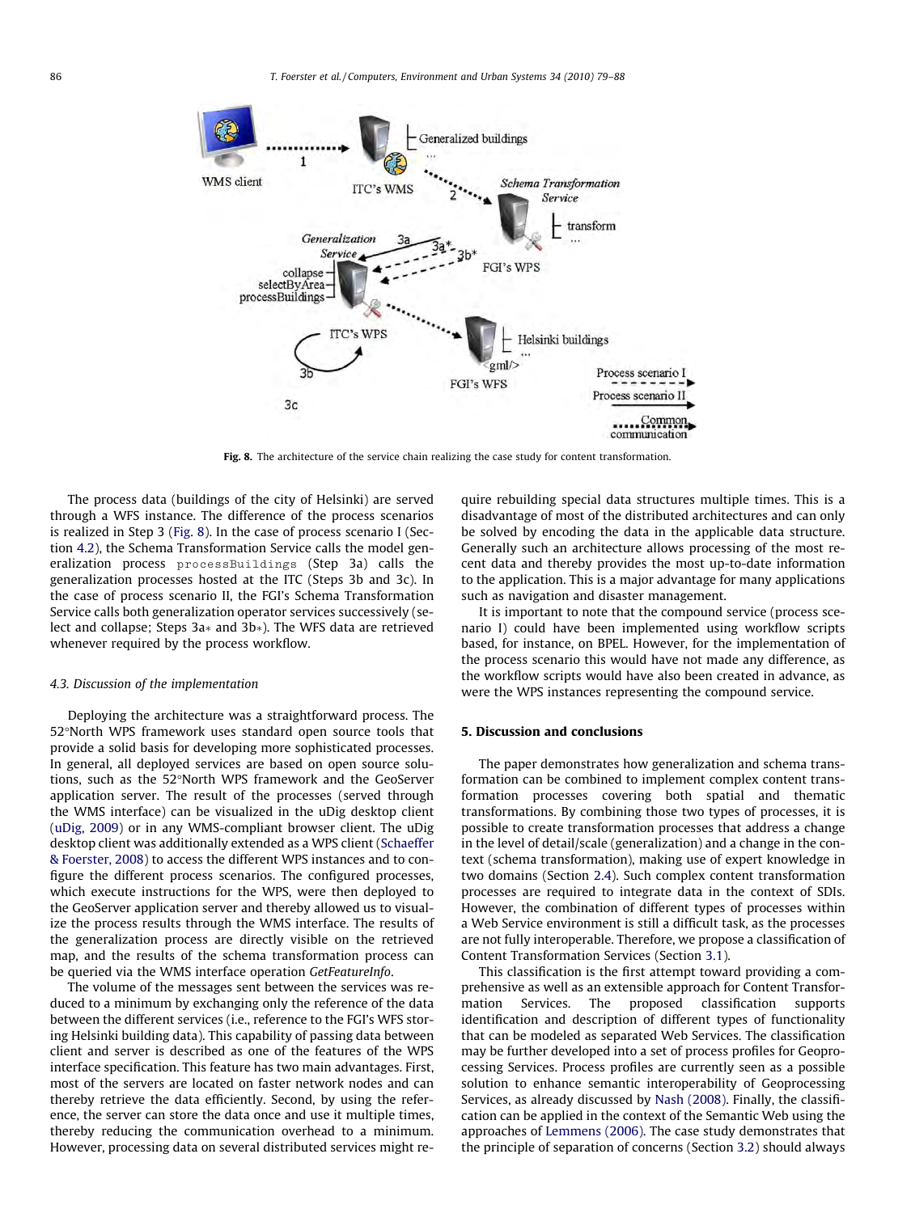WMS client

1

ITC's WMS

Generalized buildings

...

2

*Schema Transformation Service*

transform

...

FGI's WPS

*Generalization Service*

3a

3a*

3b*

collapse

selectByArea

processBuildings

ITC's WPS

3b

3c

FGI's WFS

Helsinki buildings

...

<gml/>

Process scenario I

Process scenario II

Common communication

**Fig. 8.** The architecture of the service chain realizing the case study for content transformation.

The process data (buildings of the city of Helsinki) are served through a WFS instance. The difference of the process scenarios is realized in Step 3 (Fig. 8). In the case of process scenario I (Section 4.2), the Schema Transformation Service calls the model generalization process `processBuildings` (Step 3a) calls the generalization processes hosted at the ITC (Steps 3b and 3c). In the case of process scenario II, the FGI's Schema Transformation Service calls both generalization operator services successively (select and collapse; Steps 3a* and 3b*). The WFS data are retrieved whenever required by the process workflow.

### 4.3. Discussion of the implementation

Deploying the architecture was a straightforward process. The 52°North WPS framework uses standard open source tools that provide a solid basis for developing more sophisticated processes. In general, all deployed services are based on open source solutions, such as the 52°North WPS framework and the GeoServer application server. The result of the processes (served through the WMS interface) can be visualized in the uDig desktop client (uDig, 2009) or in any WMS-compliant browser client. The uDig desktop client was additionally extended as a WPS client (Schaeffer & Foerster, 2008) to access the different WPS instances and to configure the different process scenarios. The configured processes, which execute instructions for the WPS, were then deployed to the GeoServer application server and thereby allowed us to visualize the process results through the WMS interface. The results of the generalization process are directly visible on the retrieved map, and the results of the schema transformation process can be queried via the WMS interface operation *GetFeatureInfo*.

The volume of the messages sent between the services was reduced to a minimum by exchanging only the reference of the data between the different services (i.e., reference to the FGI's WFS storing Helsinki building data). This capability of passing data between client and server is described as one of the features of the WPS interface specification. This feature has two main advantages. First, most of the servers are located on faster network nodes and can thereby retrieve the data efficiently. Second, by using the reference, the server can store the data once and use it multiple times, thereby reducing the communication overhead to a minimum. However, processing data on several distributed services might require rebuilding special data structures multiple times. This is a disadvantage of most of the distributed architectures and can only be solved by encoding the data in the applicable data structure. Generally such an architecture allows processing of the most recent data and thereby provides the most up-to-date information to the application. This is a major advantage for many applications such as navigation and disaster management.

It is important to note that the compound service (process scenario I) could have been implemented using workflow scripts based, for instance, on BPEL. However, for the implementation of the process scenario this would have not made any difference, as the workflow scripts would have also been created in advance, as were the WPS instances representing the compound service.

## 5. Discussion and conclusions

The paper demonstrates how generalization and schema transformation can be combined to implement complex content transformation processes covering both spatial and thematic transformations. By combining those two types of processes, it is possible to create transformation processes that address a change in the level of detail/scale (generalization) and a change in the context (schema transformation), making use of expert knowledge in two domains (Section 2.4). Such complex content transformation processes are required to integrate data in the context of SDIs. However, the combination of different types of processes within a Web Service environment is still a difficult task, as the processes are not fully interoperable. Therefore, we propose a classification of Content Transformation Services (Section 3.1).

This classification is the first attempt toward providing a comprehensive as well as an extensible approach for Content Transformation Services. The proposed classification supports identification and description of different types of functionality that can be modeled as separated Web Services. The classification may be further developed into a set of process profiles for Geoprocessing Services. Process profiles are currently seen as a possible solution to enhance semantic interoperability of Geoprocessing Services, as already discussed by Nash (2008). Finally, the classification can be applied in the context of the Semantic Web using the approaches of Lemmens (2006). The case study demonstrates that the principle of separation of concerns (Section 3.2) should always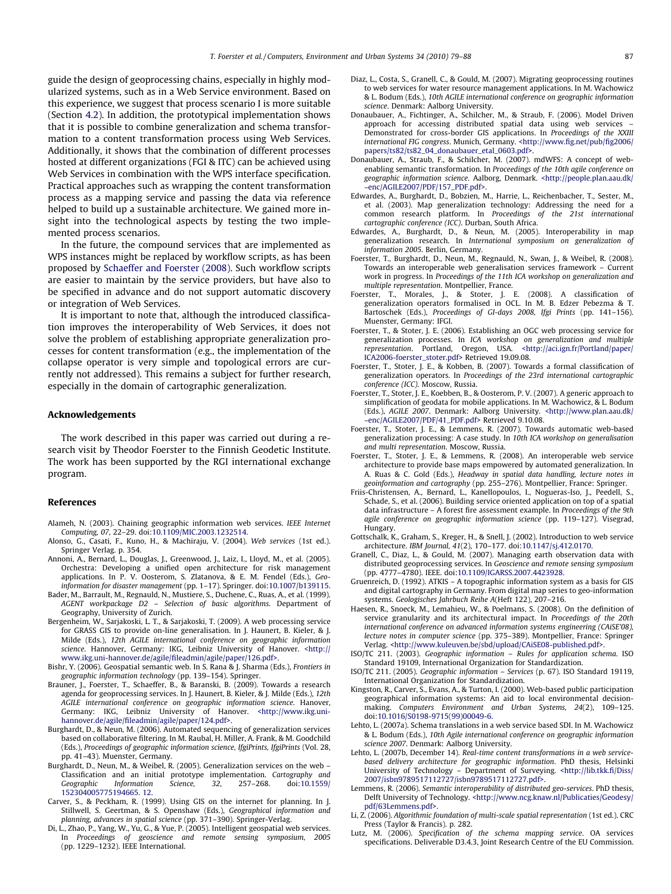guide the design of geoprocessing chains, especially in highly modularized systems, such as in a Web Service environment. Based on this experience, we suggest that process scenario I is more suitable (Section 4.2). In addition, the prototypical implementation shows that it is possible to combine generalization and schema transformation to a content transformation process using Web Services. Additionally, it shows that the combination of different processes hosted at different organizations (FGI & ITC) can be achieved using Web Services in combination with the WPS interface specification. Practical approaches such as wrapping the content transformation process as a mapping service and passing the data via reference helped to build up a sustainable architecture. We gained more insight into the technological aspects by testing the two implemented process scenarios.

In the future, the compound services that are implemented as WPS instances might be replaced by workflow scripts, as has been proposed by Schaeffer and Foerster (2008). Such workflow scripts are easier to maintain by the service providers, but have also to be specified in advance and do not support automatic discovery or integration of Web Services.

It is important to note that, although the introduced classification improves the interoperability of Web Services, it does not solve the problem of establishing appropriate generalization processes for content transformation (e.g., the implementation of the collapse operator is very simple and topological errors are currently not addressed). This remains a subject for further research, especially in the domain of cartographic generalization.

## Acknowledgements

The work described in this paper was carried out during a research visit by Theodor Foerster to the Finnish Geodetic Institute. The work has been supported by the RGI international exchange program.

## References

Alameh, N. (2003). Chaining geographic information web services. *IEEE Internet Computing, 07*, 22–29. doi:10.1109/MIC.2003.1232514.

Alonso, G., Casati, F., Kuno, H., & Machiraju, V. (2004). *Web services* (1st ed.). Springer Verlag. p. 354.

Annoni, A., Bernard, L., Douglas, J., Greenwood, J., Laiz, I., Lloyd, M., et al. (2005). Orchestra: Developing a unified open architecture for risk management applications. In P. V. Oosterom, S. Zlatanova, & E. M. Fendel (Eds.), *Geo-information for disaster management* (pp. 1–17). Springer. doi:10.1007/b139115.

Bader, M., Barrault, M., Regnauld, N., Mustiere, S., Duchene, C., Ruas, A., et al. (1999). *AGENT workpackage D2 – Selection of basic algorithms*. Department of Geography, University of Zurich.

Bergenheim, W., Sarjakoski, L. T., & Sarjakoski, T. (2009). A web processing service for GRASS GIS to provide on-line generalisation. In J. Haunert, B. Kieler, & J. Milde (Eds.), *12th AGILE international conference on geographic information science*. Hannover, Germany: IKG, Leibniz University of Hanover. <http://www.ikg.uni-hannover.de/agile/fileadmin/agile/paper/126.pdf>.

Bishr, Y. (2006). Geospatial semantic web. In S. Rana & J. Sharma (Eds.), *Frontiers in geographic information technology* (pp. 139–154). Springer.

Brauner, J., Foerster, T., Schaeffer, B., & Baranski, B. (2009). Towards a research agenda for geoprocessing services. In J. Haunert, B. Kieler, & J. Milde (Eds.), *12th AGILE international conference on geographic information science*. Hanover, Germany: IKG, Leibniz University of Hanover. <http://www.ikg.uni-hannover.de/agile/fileadmin/agile/paper/124.pdf>.

Burghardt, D., & Neun, M. (2006). Automated sequencing of generalization services based on collaborative filtering. In M. Raubal, H. Miller, A. Frank, & M. Goodchild (Eds.), *Proceedings of geographic information science, IfgiPrints, IfgiPrints* (Vol. 28, pp. 41–43). Muenster, Germany.

Burghardt, D., Neun, M., & Weibel, R. (2005). Generalization services on the web – Classification and an initial prototype implementation. *Cartography and Geographic Information Science, 32*, 257–268. doi:10.1559/152304005775194665. 12.

Carver, S., & Peckham, R. (1999). Using GIS on the internet for planning. In J. Stillwell, S. Geertman, & S. Openshaw (Eds.), *Geographical information and planning, advances in spatial science* (pp. 371–390). Springer-Verlag.

Di, L., Zhao, P., Yang, W., Yu, G., & Yue, P. (2005). Intelligent geospatial web services. In *Proceedings of geoscience and remote sensing symposium, 2005* (pp. 1229–1232). IEEE International.

Diaz, L., Costa, S., Granell, C., & Gould, M. (2007). Migrating geoprocessing routines to web services for water resource management applications. In M. Wachowicz & L. Bodum (Eds.), *10th AGILE international conference on geographic information science*. Denmark: Aalborg University.

Donaubauer, A., Fichtinger, A., Schilcher, M., & Straub, F. (2006). Model Driven approach for accessing distributed spatial data using web services – Demonstrated for cross-border GIS applications. In *Proceedings of the XXIII international FIG congress*. Munich, Germany. <http://www.fig.net/pub/fig2006/papers/ts82/ts82_04_donaubauer_etal_0603.pdf>.

Donaubauer, A., Straub, F., & Schilcher, M. (2007). mdWFS: A concept of web-enabling semantic transformation. In *Proceedings of the 10th agile conference on geographic information science*. Aalborg, Denmark. <http://people.plan.aau.dk/~enc/AGILE2007/PDF/157_PDF.pdf>.

Edwardes, A., Burghardt, D., Bobzien, M., Harrie, L., Reichenbacher, T., Sester, M., et al. (2003). Map generalization technology: Addressing the need for a common research platform. In *Proceedings of the 21st international cartographic conference (ICC)*. Durban, South Africa.

Edwardes, A., Burghardt, D., & Neun, M. (2005). Interoperability in map generalization research. In *International symposium on generalization of information 2005*. Berlin, Germany.

Foerster, T., Burghardt, D., Neun, M., Regnauld, N., Swan, J., & Weibel, R. (2008). Towards an interoperable web generalisation services framework – Current work in progress. In *Proceedings of the 11th ICA workshop on generalization and multiple representation*. Montpellier, France.

Foerster, T., Morales, J., & Stoter, J. E. (2008). A classification of generalization operators formalised in OCL. In M. B. Edzer Pebezma & T. Bartoschek (Eds.), *Proceedings of GI-days 2008, Ifgi Prints* (pp. 141–156). Muenster, Germany: IFGI.

Foerster, T., & Stoter, J. E. (2006). Establishing an OGC web processing service for generalization processes. In *ICA workshop on generalization and multiple representation*. Portland, Oregon, USA. <http://aci.ign.fr/Portland/paper/ICA2006-foerster_stoter.pdf> Retrieved 19.09.08.

Foerster, T., Stoter, J. E., & Kobben, B. (2007). Towards a formal classification of generalization operators. In *Proceedings of the 23rd international cartographic conference (ICC)*. Moscow, Russia.

Foerster, T., Stoter, J. E., Koebben, B., & Oosterom, P. V. (2007). A generic approach to simplification of geodata for mobile applications. In M. Wachowicz, & L. Bodum (Eds.), *AGILE 2007*. Denmark: Aalborg University. <http://www.plan.aau.dk/~enc/AGILE2007/PDF/41_PDF.pdf> Retrieved 9.10.08.

Foerster, T., Stoter, J. E., & Lemmens, R. (2007). Towards automatic web-based generalization processing: A case study. In *10th ICA workshop on generalisation and multi representation*. Moscow, Russia.

Foerster, T., Stoter, J. E., & Lemmens, R. (2008). An interoperable web service architecture to provide base maps empowered by automated generalization. In A. Ruas & C. Gold (Eds.), *Headway in spatial data handling, lecture notes in geoinformation and cartography* (pp. 255–276). Montpellier, France: Springer.

Friis-Christensen, A., Bernard, L., Kanellopoulos, I., Nogueras-Iso, J., Peedell, S., Schade, S., et al. (2006). Building service oriented application on top of a spatial data infrastructure – A forest fire assessment example. In *Proceedings of the 9th agile conference on geographic information science* (pp. 119–127). Visegrad, Hungary.

Gottschalk, K., Graham, S., Kreger, H., & Snell, J. (2002). Introduction to web service architecture. *IBM Journal, 41*(2), 170–177. doi:10.1147/sj.412.0170.

Granell, C., Diaz, L., & Gould, M. (2007). Managing earth observation data with distributed geoprocessing services. In *Geoscience and remote sensing symposium* (pp. 4777–4780). IEEE. doi:10.1109/IGARSS.2007.4423928.

Gruenreich, D. (1992). ATKIS – A topographic information system as a basis for GIS and digital cartography in Germany. From digital map series to geo-information systems. *Geologisches Jahrbuch Reihe A*(Heft 122), 207–216.

Haesen, R., Snoeck, M., Lemahieu, W., & Poelmans, S. (2008). On the definition of service granularity and its architectural impact. In *Proceedings of the 20th international conference on advanced information systems engineering (CAiSE'08), lecture notes in computer science* (pp. 375–389). Montpellier, France: Springer Verlag. <http://www.kuleuven.be/sbd/upload/CAiSE08-published.pdf>.

ISO/TC 211. (2003). *Geographic information – Rules for application schema*. ISO Standard 19109, International Organization for Standardization.

ISO/TC 211. (2005). *Geographic information – Services* (p. 67). ISO Standard 19119, International Organization for Standardization.

Kingston, R., Carver, S., Evans, A., & Turton, I. (2000). Web-based public participation geographical information systems: An aid to local environmental decision-making. *Computers Environment and Urban Systems, 24*(2), 109–125. doi:10.1016/S0198-9715(99)00049-6.

Lehto, L. (2007a). Schema translations in a web service based SDI. In M. Wachowicz & L. Bodum (Eds.), *10th Agile international conference on geographic information science 2007*. Denmark: Aalborg University.

Lehto, L. (2007b, December 14). *Real-time content transformations in a web service-based delivery architecture for geographic information*. PhD thesis, Helsinki University of Technology – Department of Surveying. <http://lib.tkk.fi/Diss/2007/isbn9789517112727/isbn9789517112727.pdf>.

Lemmens, R. (2006). *Semantic interoperability of distributed geo-services*. PhD thesis, Delft University of Technology. <http://www.ncg.knaw.nl/Publicaties/Geodesy/pdf/63Lemmens.pdf>.

Li, Z. (2006). *Algorithmic foundation of multi-scale spatial representation* (1st ed.). CRC Press (Taylor & Francis). p. 282.

Lutz, M. (2006). *Specification of the schema mapping service*. OA services specifications. Deliverable D3.4.3, Joint Research Centre of the EU Commission.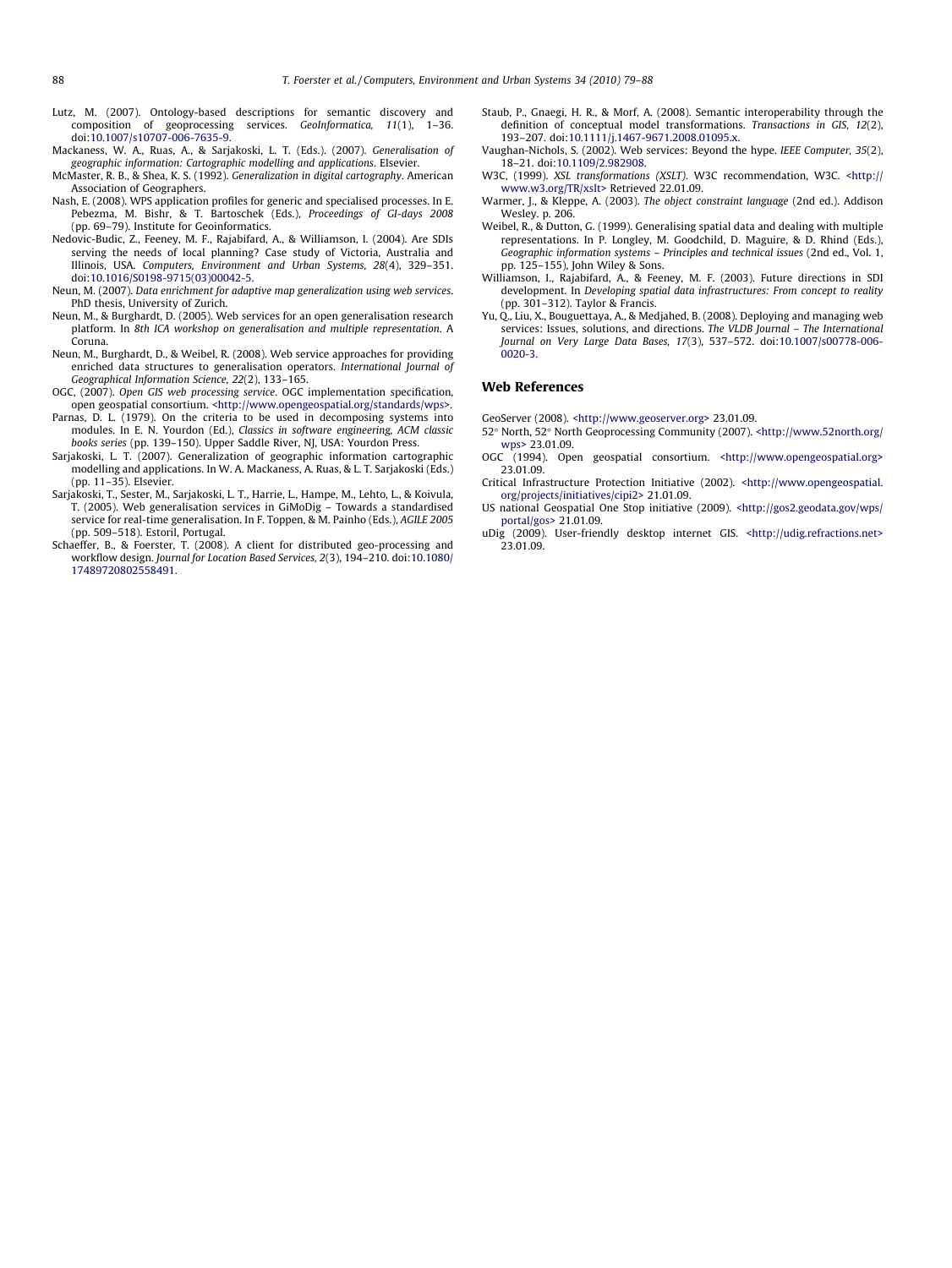Lutz, M. (2007). Ontology-based descriptions for semantic discovery and composition of geoprocessing services. *GeoInformatica, 11*(1), 1–36. doi:10.1007/s10707-006-7635-9.

Mackaness, W. A., Ruas, A., & Sarjakoski, L. T. (Eds.). (2007). *Generalisation of geographic information: Cartographic modelling and applications*. Elsevier.

McMaster, R. B., & Shea, K. S. (1992). *Generalization in digital cartography*. American Association of Geographers.

Nash, E. (2008). WPS application profiles for generic and specialised processes. In E. Pebezma, M. Bishr, & T. Bartoschek (Eds.), *Proceedings of GI-days 2008* (pp. 69–79). Institute for Geoinformatics.

Nedovic-Budic, Z., Feeney, M. F., Rajabifard, A., & Williamson, I. (2004). Are SDIs serving the needs of local planning? Case study of Victoria, Australia and Illinois, USA. *Computers, Environment and Urban Systems, 28*(4), 329–351. doi:10.1016/S0198-9715(03)00042-5.

Neun, M. (2007). *Data enrichment for adaptive map generalization using web services*. PhD thesis, University of Zurich.

Neun, M., & Burghardt, D. (2005). Web services for an open generalisation research platform. In *8th ICA workshop on generalisation and multiple representation*. A Coruna.

Neun, M., Burghardt, D., & Weibel, R. (2008). Web service approaches for providing enriched data structures to generalisation operators. *International Journal of Geographical Information Science, 22*(2), 133–165.

OGC, (2007). *Open GIS web processing service*. OGC implementation specification, open geospatial consortium. <http://www.opengeospatial.org/standards/wps>.

Parnas, D. L. (1979). On the criteria to be used in decomposing systems into modules. In E. N. Yourdon (Ed.), *Classics in software engineering, ACM classic books series* (pp. 139–150). Upper Saddle River, NJ, USA: Yourdon Press.

Sarjakoski, L. T. (2007). Generalization of geographic information cartographic modelling and applications. In W. A. Mackaness, A. Ruas, & L. T. Sarjakoski (Eds.) (pp. 11–35). Elsevier.

Sarjakoski, T., Sester, M., Sarjakoski, L. T., Harrie, L., Hampe, M., Lehto, L., & Koivula, T. (2005). Web generalisation services in GiMoDig – Towards a standardised service for real-time generalisation. In F. Toppen, & M. Painho (Eds.), *AGILE 2005* (pp. 509–518). Estoril, Portugal.

Schaeffer, B., & Foerster, T. (2008). A client for distributed geo-processing and workflow design. *Journal for Location Based Services, 2*(3), 194–210. doi:10.1080/17489720802558491.

Staub, P., Gnaegi, H. R., & Morf, A. (2008). Semantic interoperability through the definition of conceptual model transformations. *Transactions in GIS, 12*(2), 193–207. doi:10.1111/j.1467-9671.2008.01095.x.

Vaughan-Nichols, S. (2002). Web services: Beyond the hype. *IEEE Computer, 35*(2), 18–21. doi:10.1109/2.982908.

W3C, (1999). *XSL transformations (XSLT)*. W3C recommendation, W3C. <http://www.w3.org/TR/xslt> Retrieved 22.01.09.

Warmer, J., & Kleppe, A. (2003). *The object constraint language* (2nd ed.). Addison Wesley. p. 206.

Weibel, R., & Dutton, G. (1999). Generalising spatial data and dealing with multiple representations. In P. Longley, M. Goodchild, D. Maguire, & D. Rhind (Eds.), *Geographic information systems – Principles and technical issues* (2nd ed., Vol. 1, pp. 125–155), John Wiley & Sons.

Williamson, I., Rajabifard, A., & Feeney, M. F. (2003). Future directions in SDI development. In *Developing spatial data infrastructures: From concept to reality* (pp. 301–312). Taylor & Francis.

Yu, Q., Liu, X., Bouguettaya, A., & Medjahed, B. (2008). Deploying and managing web services: Issues, solutions, and directions. *The VLDB Journal – The International Journal on Very Large Data Bases, 17*(3), 537–572. doi:10.1007/s00778-006-0020-3.

## Web References

GeoServer (2008). <http://www.geoserver.org> 23.01.09.

52° North, 52° North Geoprocessing Community (2007). <http://www.52north.org/wps> 23.01.09.

OGC (1994). Open geospatial consortium. <http://www.opengeospatial.org> 23.01.09.

Critical Infrastructure Protection Initiative (2002). <http://www.opengeospatial.org/projects/initiatives/cipi2> 21.01.09.

US national Geospatial One Stop initiative (2009). <http://gos2.geodata.gov/wps/portal/gos> 21.01.09.

uDig (2009). User-friendly desktop internet GIS. <http://udig.refractions.net> 23.01.09.